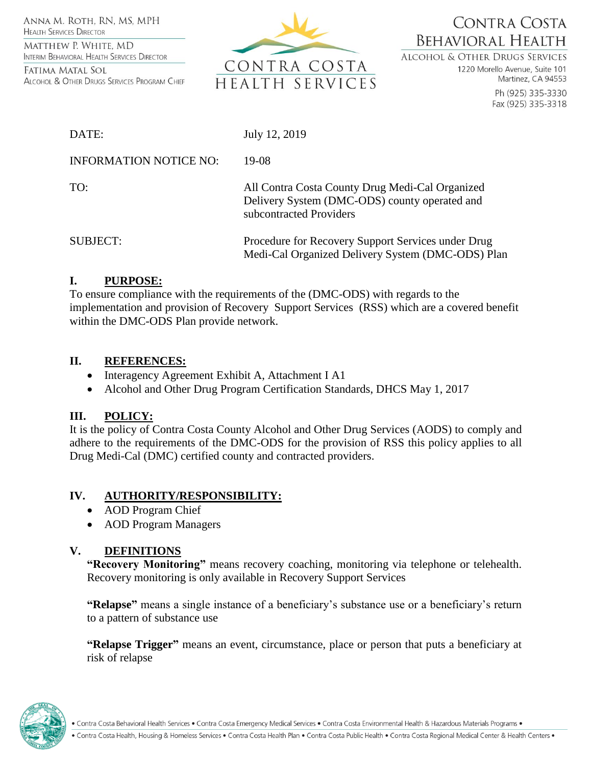ANNA M. ROTH, RN, MS, MPH
HEALTH SERVICES DIRECTOR

MATTHEW P. WHITE, MD
INTERIM BEHAVIORAL HEALTH SERVICES DIRECTOR

FATIMA MATAL SOL
ALCOHOL & OTHER DRUGS SERVICES PROGRAM CHIEF

CONTRA COSTA HEALTH SERVICES

CONTRA COSTA BEHAVIORAL HEALTH
ALCOHOL & OTHER DRUG SERVICES
1220 Morello Avenue, Suite 101
Martinez, CA 94553
Ph (925) 335-3330
Fax (925) 335-3318

| | |
|---|---|
| DATE: | July 12, 2019 |
| INFORMATION NOTICE NO: | 19-08 |
| TO: | All Contra Costa County Drug Medi-Cal Organized Delivery System (DMC-ODS) county operated and subcontracted Providers |
| SUBJECT: | Procedure for Recovery Support Services under Drug Medi-Cal Organized Delivery System (DMC-ODS) Plan |

## I. PURPOSE:

To ensure compliance with the requirements of the (DMC-ODS) with regards to the implementation and provision of Recovery Support Services (RSS) which are a covered benefit within the DMC-ODS Plan provide network.

## II. REFERENCES:

- Interagency Agreement Exhibit A, Attachment I A1
- Alcohol and Other Drug Program Certification Standards, DHCS May 1, 2017

## III. POLICY:

It is the policy of Contra Costa County Alcohol and Other Drug Services (AODS) to comply and adhere to the requirements of the DMC-ODS for the provision of RSS this policy applies to all Drug Medi-Cal (DMC) certified county and contracted providers.

## IV. AUTHORITY/RESPONSIBILITY:

- AOD Program Chief
- AOD Program Managers

## V. DEFINITIONS

**"Recovery Monitoring"** means recovery coaching, monitoring via telephone or telehealth. Recovery monitoring is only available in Recovery Support Services

**"Relapse"** means a single instance of a beneficiary's substance use or a beneficiary's return to a pattern of substance use

**"Relapse Trigger"** means an event, circumstance, place or person that puts a beneficiary at risk of relapse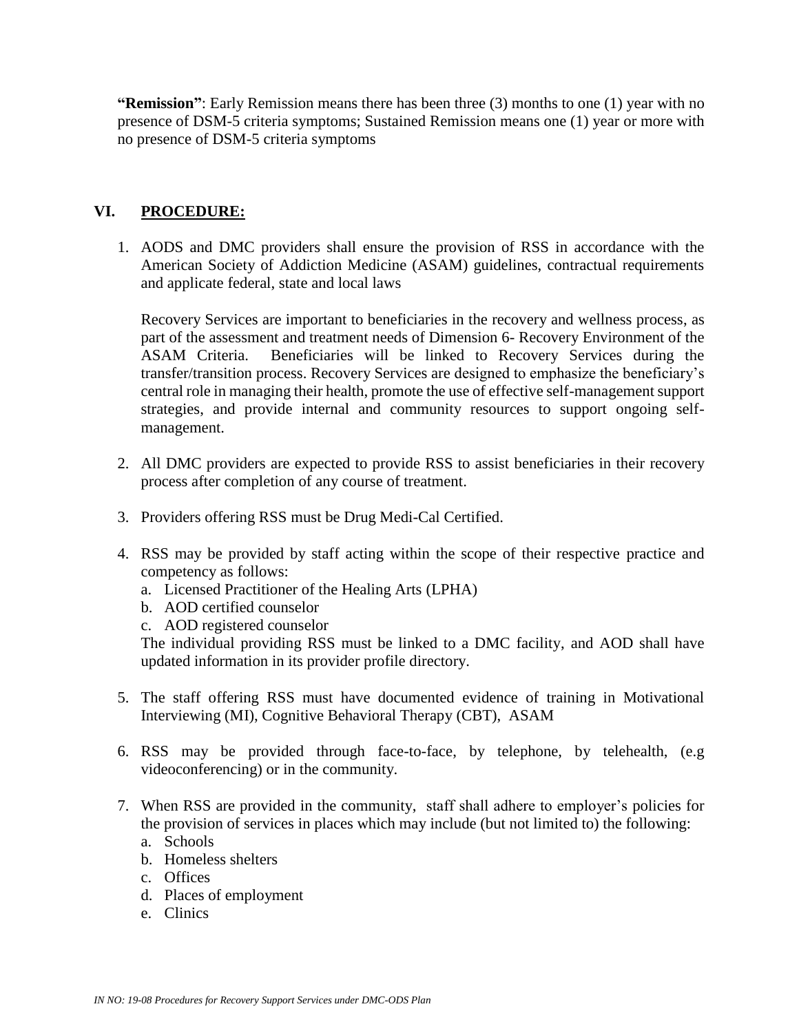**"Remission"**: Early Remission means there has been three (3) months to one (1) year with no presence of DSM-5 criteria symptoms; Sustained Remission means one (1) year or more with no presence of DSM-5 criteria symptoms

## VI. PROCEDURE:

1. AODS and DMC providers shall ensure the provision of RSS in accordance with the American Society of Addiction Medicine (ASAM) guidelines, contractual requirements and applicate federal, state and local laws

   Recovery Services are important to beneficiaries in the recovery and wellness process, as part of the assessment and treatment needs of Dimension 6- Recovery Environment of the ASAM Criteria. Beneficiaries will be linked to Recovery Services during the transfer/transition process. Recovery Services are designed to emphasize the beneficiary's central role in managing their health, promote the use of effective self-management support strategies, and provide internal and community resources to support ongoing self-management.

2. All DMC providers are expected to provide RSS to assist beneficiaries in their recovery process after completion of any course of treatment.

3. Providers offering RSS must be Drug Medi-Cal Certified.

4. RSS may be provided by staff acting within the scope of their respective practice and competency as follows:
   a. Licensed Practitioner of the Healing Arts (LPHA)
   b. AOD certified counselor
   c. AOD registered counselor

   The individual providing RSS must be linked to a DMC facility, and AOD shall have updated information in its provider profile directory.

5. The staff offering RSS must have documented evidence of training in Motivational Interviewing (MI), Cognitive Behavioral Therapy (CBT), ASAM

6. RSS may be provided through face-to-face, by telephone, by telehealth, (e.g videoconferencing) or in the community.

7. When RSS are provided in the community, staff shall adhere to employer's policies for the provision of services in places which may include (but not limited to) the following:
   a. Schools
   b. Homeless shelters
   c. Offices
   d. Places of employment
   e. Clinics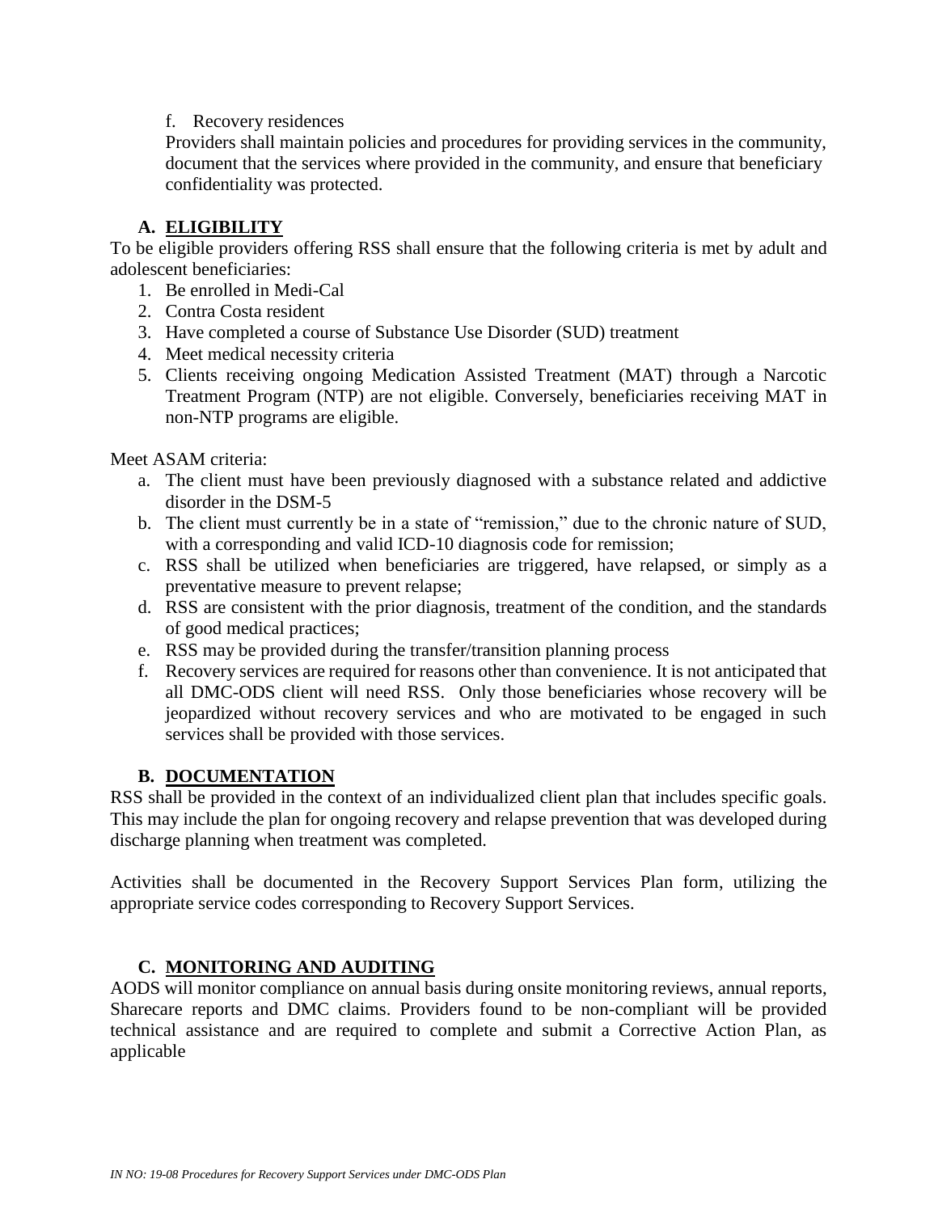f. Recovery residences

Providers shall maintain policies and procedures for providing services in the community, document that the services where provided in the community, and ensure that beneficiary confidentiality was protected.

## A. ELIGIBILITY

To be eligible providers offering RSS shall ensure that the following criteria is met by adult and adolescent beneficiaries:

1. Be enrolled in Medi-Cal
2. Contra Costa resident
3. Have completed a course of Substance Use Disorder (SUD) treatment
4. Meet medical necessity criteria
5. Clients receiving ongoing Medication Assisted Treatment (MAT) through a Narcotic Treatment Program (NTP) are not eligible. Conversely, beneficiaries receiving MAT in non-NTP programs are eligible.

Meet ASAM criteria:

a. The client must have been previously diagnosed with a substance related and addictive disorder in the DSM-5
b. The client must currently be in a state of "remission," due to the chronic nature of SUD, with a corresponding and valid ICD-10 diagnosis code for remission;
c. RSS shall be utilized when beneficiaries are triggered, have relapsed, or simply as a preventative measure to prevent relapse;
d. RSS are consistent with the prior diagnosis, treatment of the condition, and the standards of good medical practices;
e. RSS may be provided during the transfer/transition planning process
f. Recovery services are required for reasons other than convenience. It is not anticipated that all DMC-ODS client will need RSS. Only those beneficiaries whose recovery will be jeopardized without recovery services and who are motivated to be engaged in such services shall be provided with those services.

## B. DOCUMENTATION

RSS shall be provided in the context of an individualized client plan that includes specific goals. This may include the plan for ongoing recovery and relapse prevention that was developed during discharge planning when treatment was completed.

Activities shall be documented in the Recovery Support Services Plan form, utilizing the appropriate service codes corresponding to Recovery Support Services.

## C. MONITORING AND AUDITING

AODS will monitor compliance on annual basis during onsite monitoring reviews, annual reports, Sharecare reports and DMC claims. Providers found to be non-compliant will be provided technical assistance and are required to complete and submit a Corrective Action Plan, as applicable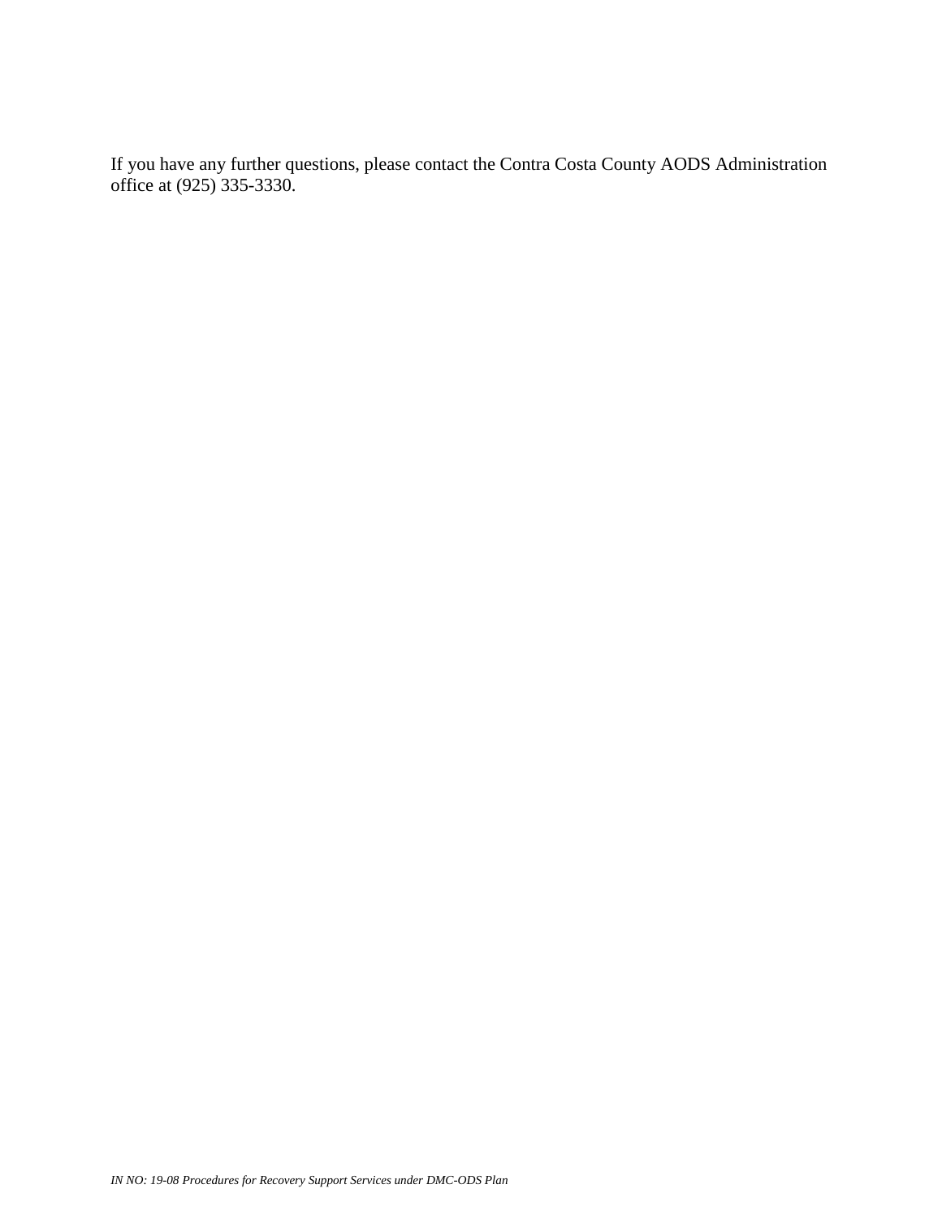If you have any further questions, please contact the Contra Costa County AODS Administration office at (925) 335-3330.